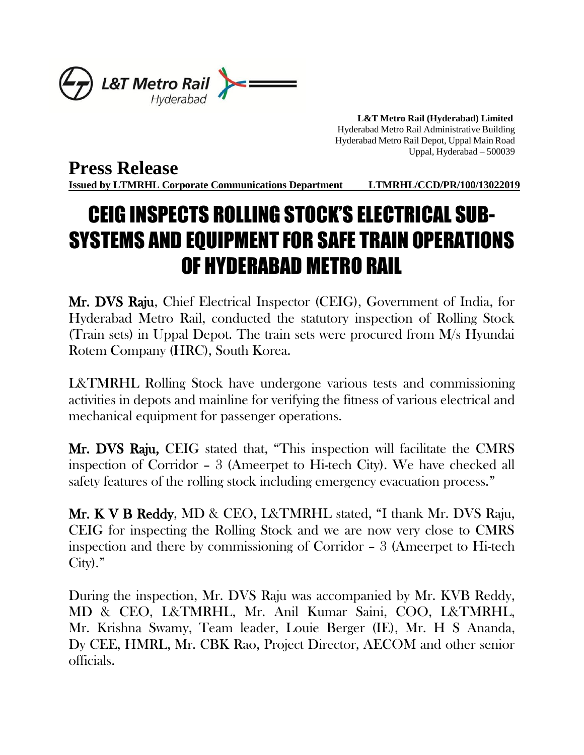L&T Metro Rail Hyderabad

**L&T Metro Rail (Hyderabad) Limited**
Hyderabad Metro Rail Administrative Building
Hyderabad Metro Rail Depot, Uppal Main Road
Uppal, Hyderabad – 500039

# Press Release

**Issued by LTMRHL Corporate Communications Department LTMRHL/CCD/PR/100/13022019**

# CEIG INSPECTS ROLLING STOCK'S ELECTRICAL SUB-SYSTEMS AND EQUIPMENT FOR SAFE TRAIN OPERATIONS OF HYDERABAD METRO RAIL

**Mr. DVS Raju**, Chief Electrical Inspector (CEIG), Government of India, for Hyderabad Metro Rail, conducted the statutory inspection of Rolling Stock (Train sets) in Uppal Depot. The train sets were procured from M/s Hyundai Rotem Company (HRC), South Korea.

L&TMRHL Rolling Stock have undergone various tests and commissioning activities in depots and mainline for verifying the fitness of various electrical and mechanical equipment for passenger operations.

**Mr. DVS Raju,** CEIG stated that, "This inspection will facilitate the CMRS inspection of Corridor – 3 (Ameerpet to Hi-tech City). We have checked all safety features of the rolling stock including emergency evacuation process."

**Mr. K V B Reddy**, MD & CEO, L&TMRHL stated, "I thank Mr. DVS Raju, CEIG for inspecting the Rolling Stock and we are now very close to CMRS inspection and there by commissioning of Corridor – 3 (Ameerpet to Hi-tech City)."

During the inspection, Mr. DVS Raju was accompanied by Mr. KVB Reddy, MD & CEO, L&TMRHL, Mr. Anil Kumar Saini, COO, L&TMRHL, Mr. Krishna Swamy, Team leader, Louie Berger (IE), Mr. H S Ananda, Dy CEE, HMRL, Mr. CBK Rao, Project Director, AECOM and other senior officials.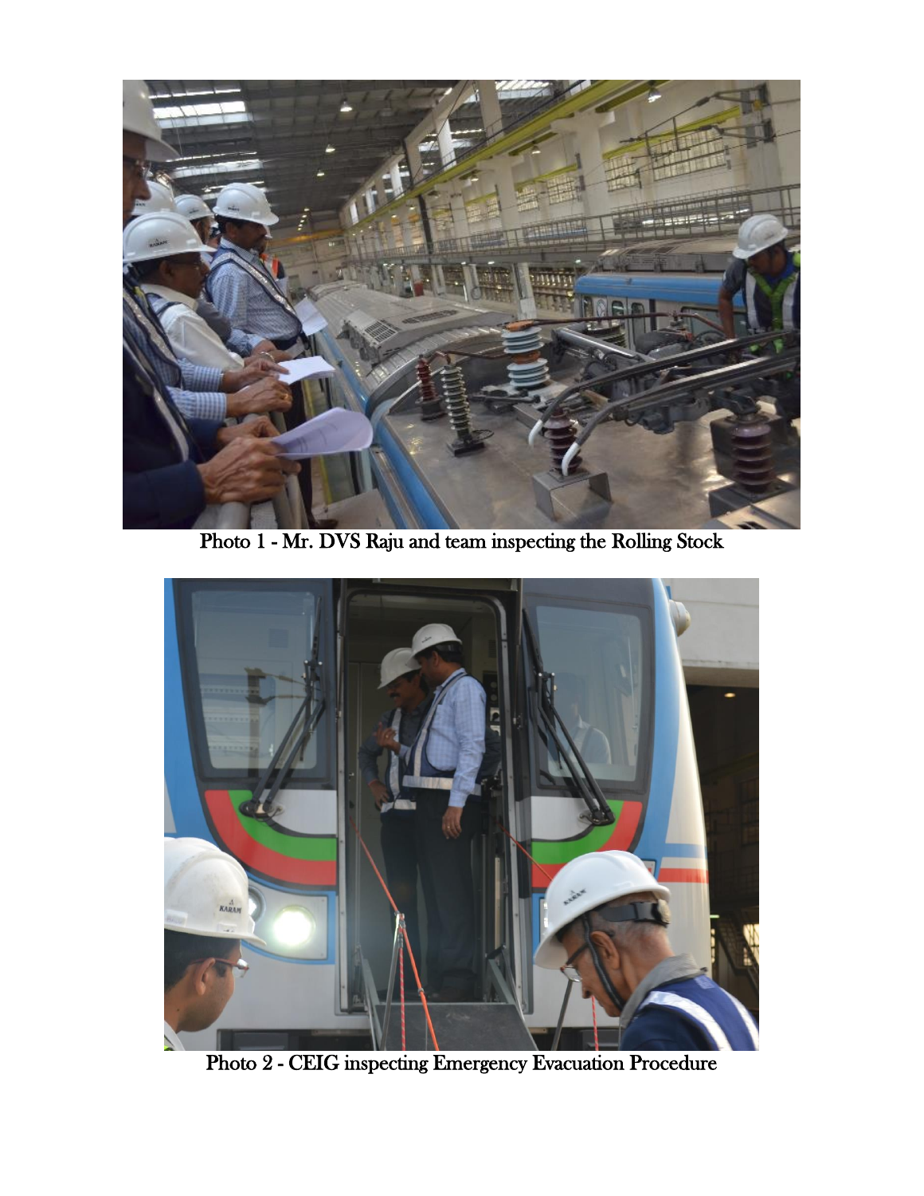Photo 1 - Mr. DVS Raju and team inspecting the Rolling Stock

Photo 2 - CEIG inspecting Emergency Evacuation Procedure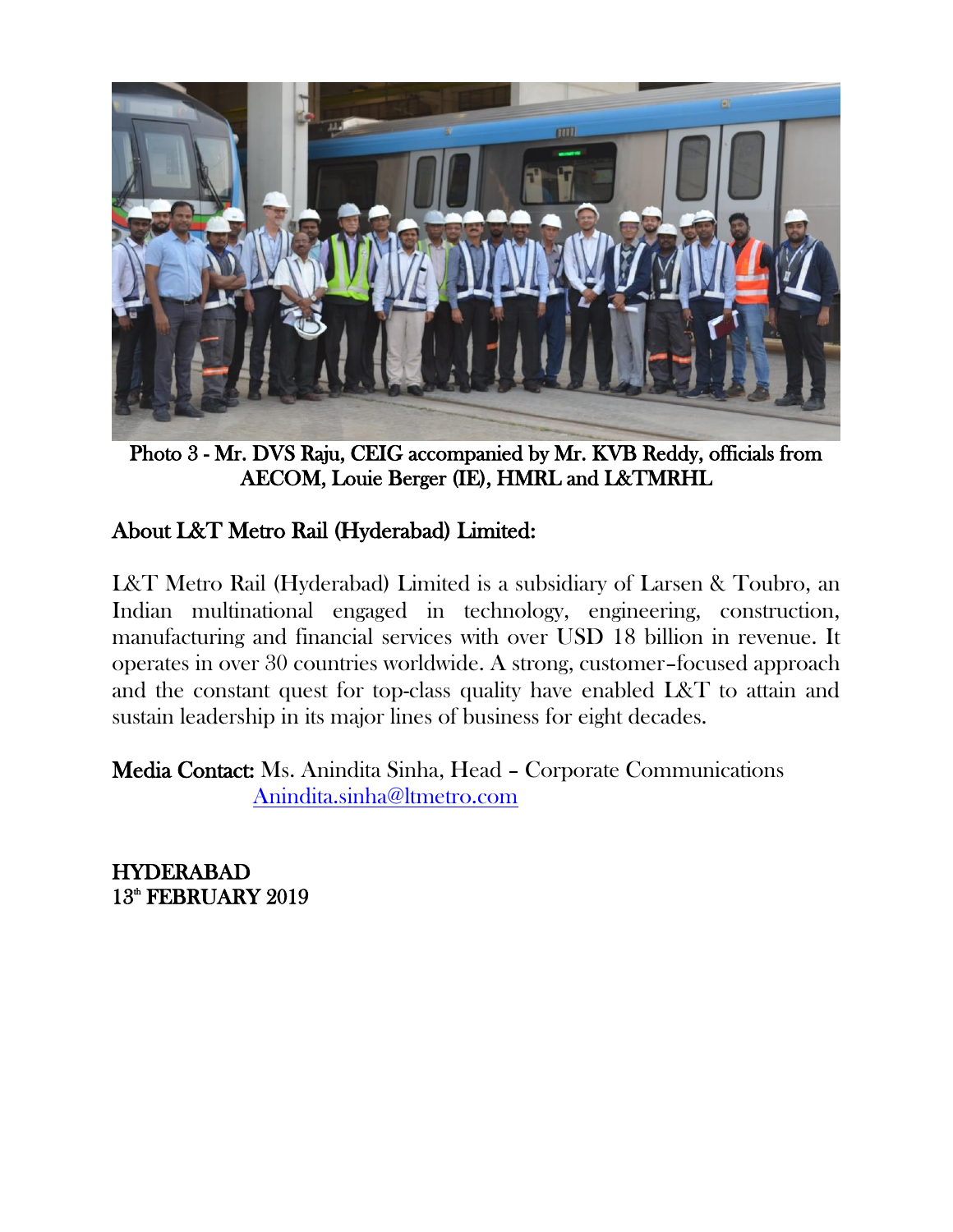Photo 3 - Mr. DVS Raju, CEIG accompanied by Mr. KVB Reddy, officials from AECOM, Louie Berger (IE), HMRL and L&TMRHL

## About L&T Metro Rail (Hyderabad) Limited:

L&T Metro Rail (Hyderabad) Limited is a subsidiary of Larsen & Toubro, an Indian multinational engaged in technology, engineering, construction, manufacturing and financial services with over USD 18 billion in revenue. It operates in over 30 countries worldwide. A strong, customer–focused approach and the constant quest for top-class quality have enabled L&T to attain and sustain leadership in its major lines of business for eight decades.

**Media Contact:** Ms. Anindita Sinha, Head – Corporate Communications
Anindita.sinha@ltmetro.com

**HYDERABAD**
**13th FEBRUARY 2019**